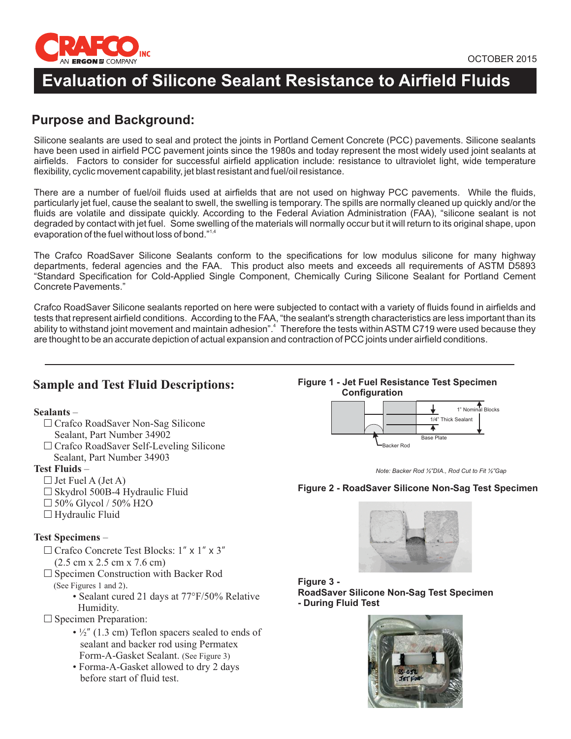OCTOBER 2015

# Evaluation of Silicone Sealant Resistance to Airfield Fluids

## Purpose and Background:

Silicone sealants are used to seal and protect the joints in Portland Cement Concrete (PCC) pavements. Silicone sealants have been used in airfield PCC pavement joints since the 1980s and today represent the most widely used joint sealants at airfields. Factors to consider for successful airfield application include: resistance to ultraviolet light, wide temperature flexibility, cyclic movement capability, jet blast resistant and fuel/oil resistance.

There are a number of fuel/oil fluids used at airfields that are not used on highway PCC pavements. While the fluids, particularly jet fuel, cause the sealant to swell, the swelling is temporary. The spills are normally cleaned up quickly and/or the fluids are volatile and dissipate quickly. According to the Federal Aviation Administration (FAA), "silicone sealant is not degraded by contact with jet fuel. Some swelling of the materials will normally occur but it will return to its original shape, upon evaporation of the fuel without loss of bond."[1,4]

The Crafco RoadSaver Silicone Sealants conform to the specifications for low modulus silicone for many highway departments, federal agencies and the FAA. This product also meets and exceeds all requirements of ASTM D5893 "Standard Specification for Cold-Applied Single Component, Chemically Curing Silicone Sealant for Portland Cement Concrete Pavements."

Crafco RoadSaver Silicone sealants reported on here were subjected to contact with a variety of fluids found in airfields and tests that represent airfield conditions. According to the FAA, "the sealant's strength characteristics are less important than its ability to withstand joint movement and maintain adhesion".[4] Therefore the tests within ASTM C719 were used because they are thought to be an accurate depiction of actual expansion and contraction of PCC joints under airfield conditions.

---

## Sample and Test Fluid Descriptions:

**Sealants** –

- ☐ Crafco RoadSaver Non-Sag Silicone Sealant, Part Number 34902
- ☐ Crafco RoadSaver Self-Leveling Silicone Sealant, Part Number 34903

**Test Fluids** –

- ☐ Jet Fuel A (Jet A)
- ☐ Skydrol 500B-4 Hydraulic Fluid
- ☐ 50% Glycol / 50% H2O
- ☐ Hydraulic Fluid

**Test Specimens** –

- ☐ Crafco Concrete Test Blocks: 1″ x 1″ x 3″ (2.5 cm x 2.5 cm x 7.6 cm)
- ☐ Specimen Construction with Backer Rod (See Figures 1 and 2).
  - Sealant cured 21 days at 77°F/50% Relative Humidity.
- ☐ Specimen Preparation:
  - ½″ (1.3 cm) Teflon spacers sealed to ends of sealant and backer rod using Permatex Form-A-Gasket Sealant. (See Figure 3)
  - Forma-A-Gasket allowed to dry 2 days before start of fluid test.

**Figure 1 - Jet Fuel Resistance Test Specimen Configuration**

1" Nominal Blocks
1/4" Thick Sealant
Base Plate
Backer Rod

*Note: Backer Rod ½"DIA., Rod Cut to Fit ½"Gap*

**Figure 2 - RoadSaver Silicone Non-Sag Test Specimen**

**Figure 3 - RoadSaver Silicone Non-Sag Test Specimen - During Fluid Test**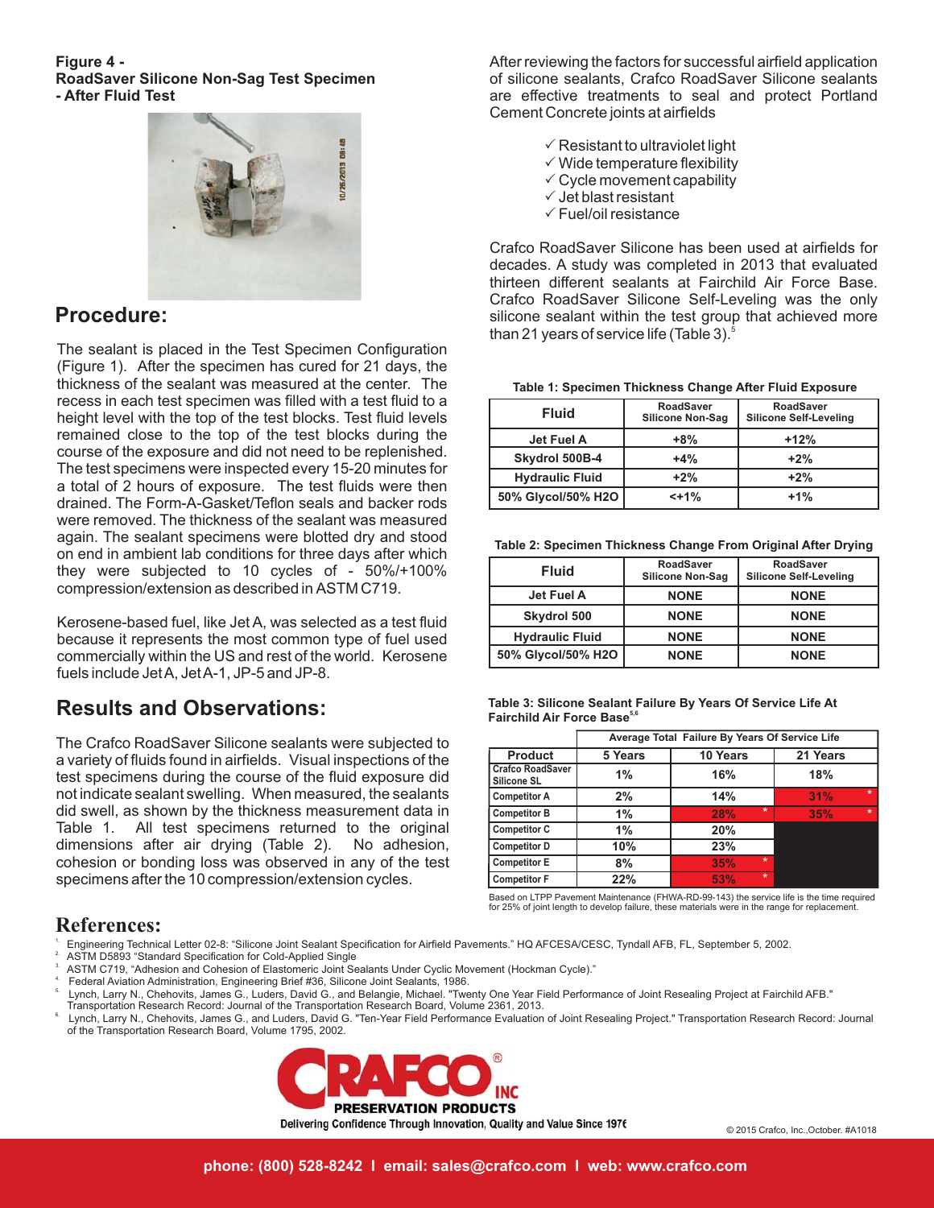**Figure 4 - RoadSaver Silicone Non-Sag Test Specimen - After Fluid Test**

## Procedure:

The sealant is placed in the Test Specimen Configuration (Figure 1). After the specimen has cured for 21 days, the thickness of the sealant was measured at the center. The recess in each test specimen was filled with a test fluid to a height level with the top of the test blocks. Test fluid levels remained close to the top of the test blocks during the course of the exposure and did not need to be replenished. The test specimens were inspected every 15-20 minutes for a total of 2 hours of exposure. The test fluids were then drained. The Form-A-Gasket/Teflon seals and backer rods were removed. The thickness of the sealant was measured again. The sealant specimens were blotted dry and stood on end in ambient lab conditions for three days after which they were subjected to 10 cycles of - 50%/+100% compression/extension as described in ASTM C719.

Kerosene-based fuel, like Jet A, was selected as a test fluid because it represents the most common type of fuel used commercially within the US and rest of the world. Kerosene fuels include Jet A, Jet A-1, JP-5 and JP-8.

## Results and Observations:

The Crafco RoadSaver Silicone sealants were subjected to a variety of fluids found in airfields. Visual inspections of the test specimens during the course of the fluid exposure did not indicate sealant swelling. When measured, the sealants did swell, as shown by the thickness measurement data in Table 1. All test specimens returned to the original dimensions after air drying (Table 2). No adhesion, cohesion or bonding loss was observed in any of the test specimens after the 10 compression/extension cycles.

After reviewing the factors for successful airfield application of silicone sealants, Crafco RoadSaver Silicone sealants are effective treatments to seal and protect Portland Cement Concrete joints at airfields

- ✓ Resistant to ultraviolet light
- ✓ Wide temperature flexibility
- ✓ Cycle movement capability
- ✓ Jet blast resistant
- ✓ Fuel/oil resistance

Crafco RoadSaver Silicone has been used at airfields for decades. A study was completed in 2013 that evaluated thirteen different sealants at Fairchild Air Force Base. Crafco RoadSaver Silicone Self-Leveling was the only silicone sealant within the test group that achieved more than 21 years of service life (Table 3).[5]

**Table 1: Specimen Thickness Change After Fluid Exposure**

| Fluid | RoadSaver Silicone Non-Sag | RoadSaver Silicone Self-Leveling |
|---|---|---|
| Jet Fuel A | +8% | +12% |
| Skydrol 500B-4 | +4% | +2% |
| Hydraulic Fluid | +2% | +2% |
| 50% Glycol/50% H2O | <+1% | +1% |

**Table 2: Specimen Thickness Change From Original After Drying**

| Fluid | RoadSaver Silicone Non-Sag | RoadSaver Silicone Self-Leveling |
|---|---|---|
| Jet Fuel A | NONE | NONE |
| Skydrol 500 | NONE | NONE |
| Hydraulic Fluid | NONE | NONE |
| 50% Glycol/50% H2O | NONE | NONE |

**Table 3: Silicone Sealant Failure By Years Of Service Life At Fairchild Air Force Base[5,6]**

| | Average Total Failure By Years Of Service Life | | |
|---|---|---|---|
| Product | 5 Years | 10 Years | 21 Years |
| Crafco RoadSaver Silicone SL | 1% | 16% | 18% |
| Competitor A | 2% | 14% | 31% * |
| Competitor B | 1% | 28% * | 35% * |
| Competitor C | 1% | 20% | |
| Competitor D | 10% | 23% | |
| Competitor E | 8% | 35% * | |
| Competitor F | 22% | 53% * | |

Based on LTPP Pavement Maintenance (FHWA-RD-99-143) the service life is the time required for 25% of joint length to develop failure, these materials were in the range for replacement.

## References:

1. Engineering Technical Letter 02-8: "Silicone Joint Sealant Specification for Airfield Pavements." HQ AFCESA/CESC, Tyndall AFB, FL, September 5, 2002.
2. ASTM D5893 "Standard Specification for Cold-Applied Single
3. ASTM C719, "Adhesion and Cohesion of Elastomeric Joint Sealants Under Cyclic Movement (Hockman Cycle)."
4. Federal Aviation Administration, Engineering Brief #36, Silicone Joint Sealants, 1986.
5. Lynch, Larry N., Chehovits, James G., Luders, David G., and Belangie, Michael. "Twenty One Year Field Performance of Joint Resealing Project at Fairchild AFB." Transportation Research Record: Journal of the Transportation Research Board, Volume 2361, 2013.
6. Lynch, Larry N., Chehovits, James G., and Luders, David G. "Ten-Year Field Performance Evaluation of Joint Resealing Project." Transportation Research Record: Journal of the Transportation Research Board, Volume 1795, 2002.

CRAFCO INC PRESERVATION PRODUCTS

Delivering Confidence Through Innovation, Quality and Value Since 1976

© 2015 Crafco, Inc., October. #A1018

phone: (800) 528-8242 | email: sales@crafco.com | web: www.crafco.com